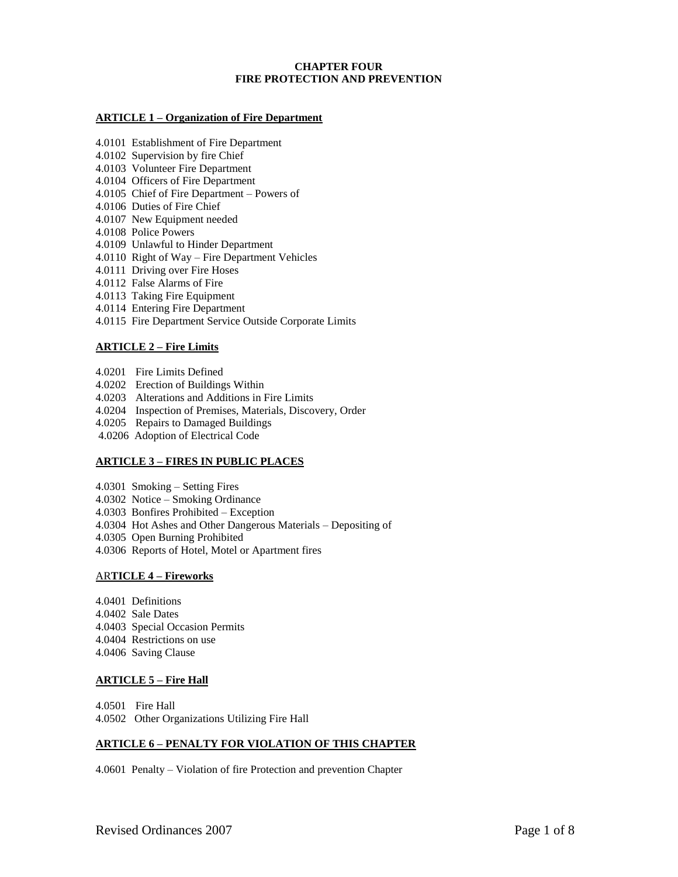# CHAPTER FOUR
# FIRE PROTECTION AND PREVENTION

## ARTICLE 1 – Organization of Fire Department

4.0101 Establishment of Fire Department
4.0102 Supervision by fire Chief
4.0103 Volunteer Fire Department
4.0104 Officers of Fire Department
4.0105 Chief of Fire Department – Powers of
4.0106 Duties of Fire Chief
4.0107 New Equipment needed
4.0108 Police Powers
4.0109 Unlawful to Hinder Department
4.0110 Right of Way – Fire Department Vehicles
4.0111 Driving over Fire Hoses
4.0112 False Alarms of Fire
4.0113 Taking Fire Equipment
4.0114 Entering Fire Department
4.0115 Fire Department Service Outside Corporate Limits

## ARTICLE 2 – Fire Limits

4.0201 Fire Limits Defined
4.0202 Erection of Buildings Within
4.0203 Alterations and Additions in Fire Limits
4.0204 Inspection of Premises, Materials, Discovery, Order
4.0205 Repairs to Damaged Buildings
4.0206 Adoption of Electrical Code

## ARTICLE 3 – FIRES IN PUBLIC PLACES

4.0301 Smoking – Setting Fires
4.0302 Notice – Smoking Ordinance
4.0303 Bonfires Prohibited – Exception
4.0304 Hot Ashes and Other Dangerous Materials – Depositing of
4.0305 Open Burning Prohibited
4.0306 Reports of Hotel, Motel or Apartment fires

## ARTICLE 4 – Fireworks

4.0401 Definitions
4.0402 Sale Dates
4.0403 Special Occasion Permits
4.0404 Restrictions on use
4.0406 Saving Clause

## ARTICLE 5 – Fire Hall

4.0501 Fire Hall
4.0502 Other Organizations Utilizing Fire Hall

## ARTICLE 6 – PENALTY FOR VIOLATION OF THIS CHAPTER

4.0601 Penalty – Violation of fire Protection and prevention Chapter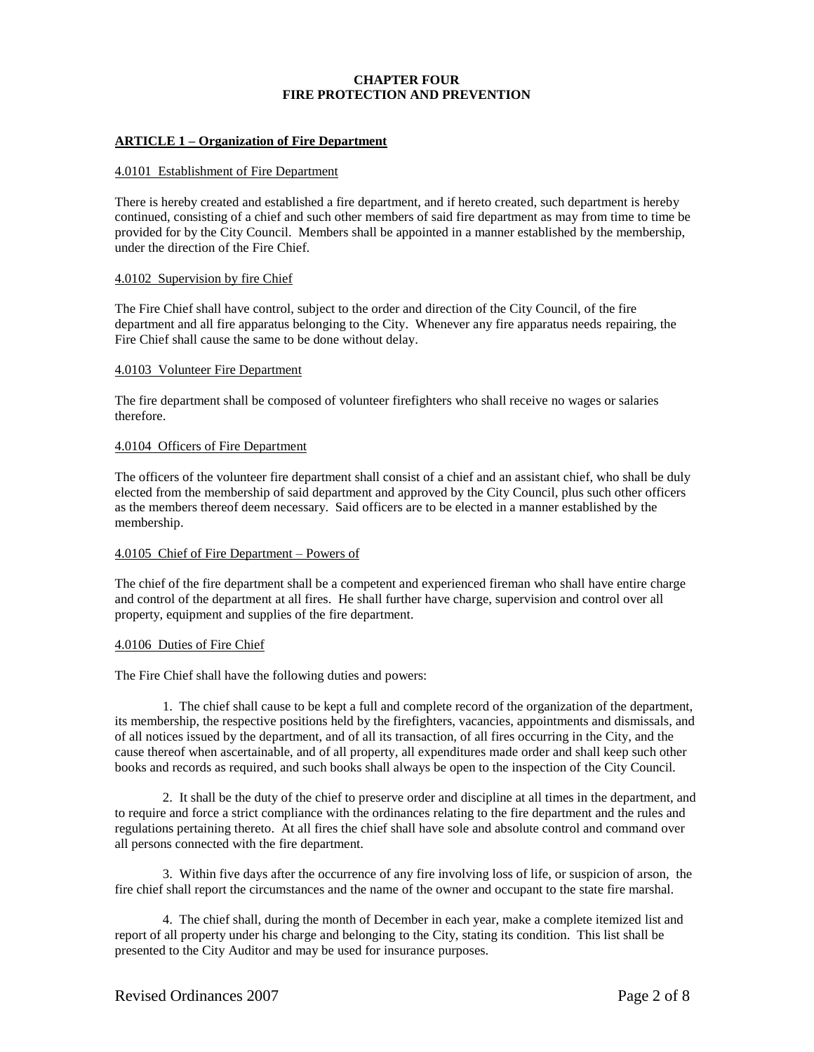# CHAPTER FOUR
# FIRE PROTECTION AND PREVENTION

## ARTICLE 1 – Organization of Fire Department

### 4.0101 Establishment of Fire Department

There is hereby created and established a fire department, and if hereto created, such department is hereby continued, consisting of a chief and such other members of said fire department as may from time to time be provided for by the City Council. Members shall be appointed in a manner established by the membership, under the direction of the Fire Chief.

### 4.0102 Supervision by fire Chief

The Fire Chief shall have control, subject to the order and direction of the City Council, of the fire department and all fire apparatus belonging to the City. Whenever any fire apparatus needs repairing, the Fire Chief shall cause the same to be done without delay.

### 4.0103 Volunteer Fire Department

The fire department shall be composed of volunteer firefighters who shall receive no wages or salaries therefore.

### 4.0104 Officers of Fire Department

The officers of the volunteer fire department shall consist of a chief and an assistant chief, who shall be duly elected from the membership of said department and approved by the City Council, plus such other officers as the members thereof deem necessary. Said officers are to be elected in a manner established by the membership.

### 4.0105 Chief of Fire Department – Powers of

The chief of the fire department shall be a competent and experienced fireman who shall have entire charge and control of the department at all fires. He shall further have charge, supervision and control over all property, equipment and supplies of the fire department.

### 4.0106 Duties of Fire Chief

The Fire Chief shall have the following duties and powers:

1. The chief shall cause to be kept a full and complete record of the organization of the department, its membership, the respective positions held by the firefighters, vacancies, appointments and dismissals, and of all notices issued by the department, and of all its transaction, of all fires occurring in the City, and the cause thereof when ascertainable, and of all property, all expenditures made order and shall keep such other books and records as required, and such books shall always be open to the inspection of the City Council.

2. It shall be the duty of the chief to preserve order and discipline at all times in the department, and to require and force a strict compliance with the ordinances relating to the fire department and the rules and regulations pertaining thereto. At all fires the chief shall have sole and absolute control and command over all persons connected with the fire department.

3. Within five days after the occurrence of any fire involving loss of life, or suspicion of arson, the fire chief shall report the circumstances and the name of the owner and occupant to the state fire marshal.

4. The chief shall, during the month of December in each year, make a complete itemized list and report of all property under his charge and belonging to the City, stating its condition. This list shall be presented to the City Auditor and may be used for insurance purposes.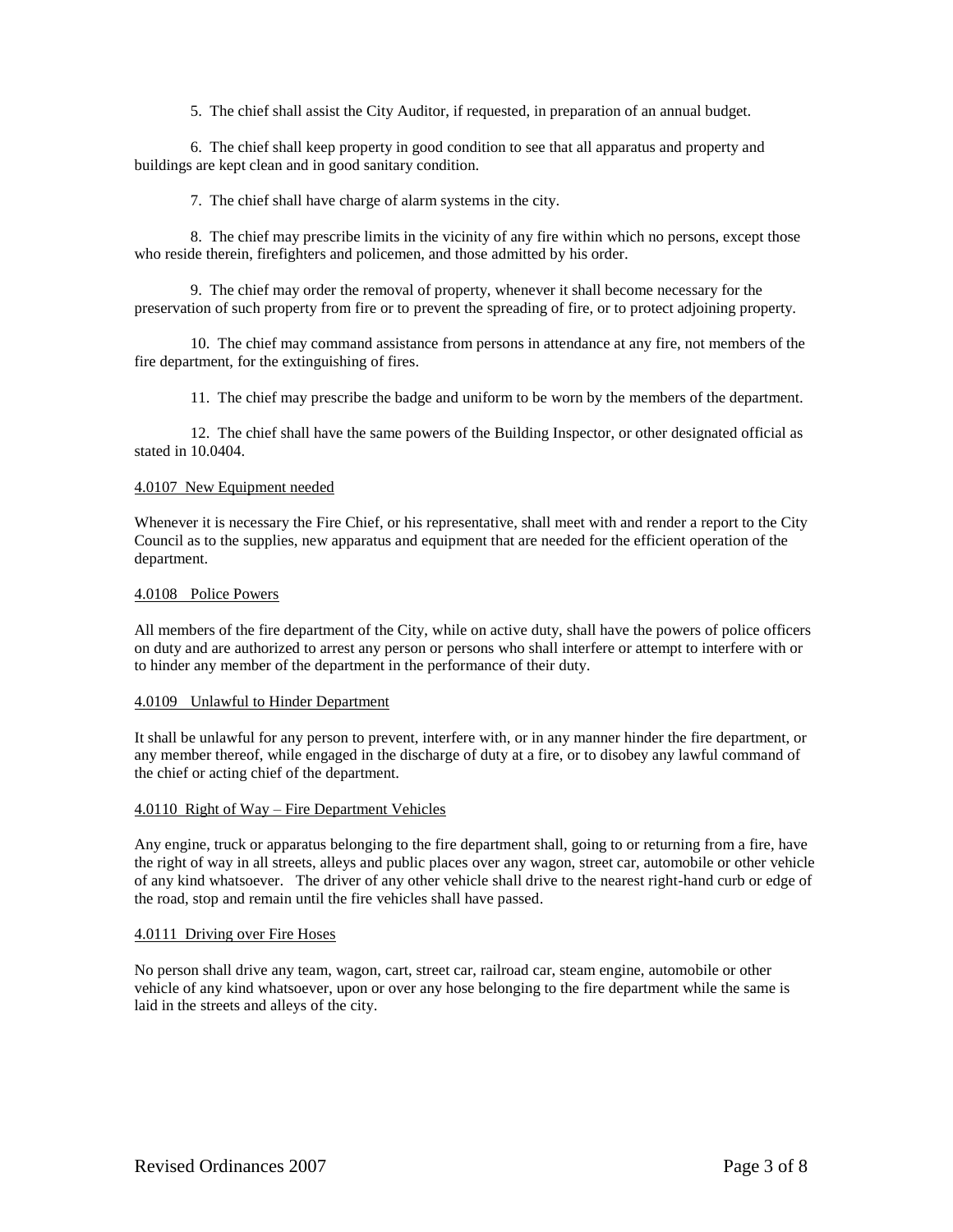5. The chief shall assist the City Auditor, if requested, in preparation of an annual budget.

6. The chief shall keep property in good condition to see that all apparatus and property and buildings are kept clean and in good sanitary condition.

7. The chief shall have charge of alarm systems in the city.

8. The chief may prescribe limits in the vicinity of any fire within which no persons, except those who reside therein, firefighters and policemen, and those admitted by his order.

9. The chief may order the removal of property, whenever it shall become necessary for the preservation of such property from fire or to prevent the spreading of fire, or to protect adjoining property.

10. The chief may command assistance from persons in attendance at any fire, not members of the fire department, for the extinguishing of fires.

11. The chief may prescribe the badge and uniform to be worn by the members of the department.

12. The chief shall have the same powers of the Building Inspector, or other designated official as stated in 10.0404.

## 4.0107 New Equipment needed

Whenever it is necessary the Fire Chief, or his representative, shall meet with and render a report to the City Council as to the supplies, new apparatus and equipment that are needed for the efficient operation of the department.

## 4.0108 Police Powers

All members of the fire department of the City, while on active duty, shall have the powers of police officers on duty and are authorized to arrest any person or persons who shall interfere or attempt to interfere with or to hinder any member of the department in the performance of their duty.

## 4.0109 Unlawful to Hinder Department

It shall be unlawful for any person to prevent, interfere with, or in any manner hinder the fire department, or any member thereof, while engaged in the discharge of duty at a fire, or to disobey any lawful command of the chief or acting chief of the department.

## 4.0110 Right of Way – Fire Department Vehicles

Any engine, truck or apparatus belonging to the fire department shall, going to or returning from a fire, have the right of way in all streets, alleys and public places over any wagon, street car, automobile or other vehicle of any kind whatsoever. The driver of any other vehicle shall drive to the nearest right-hand curb or edge of the road, stop and remain until the fire vehicles shall have passed.

## 4.0111 Driving over Fire Hoses

No person shall drive any team, wagon, cart, street car, railroad car, steam engine, automobile or other vehicle of any kind whatsoever, upon or over any hose belonging to the fire department while the same is laid in the streets and alleys of the city.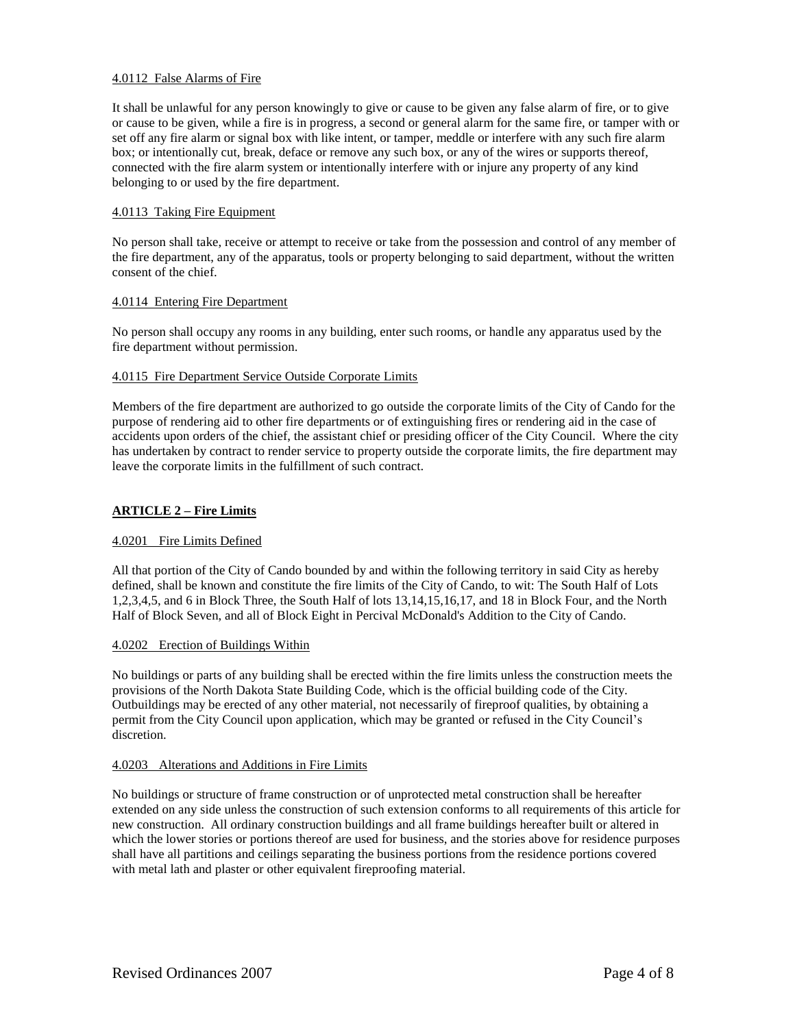4.0112 False Alarms of Fire

It shall be unlawful for any person knowingly to give or cause to be given any false alarm of fire, or to give or cause to be given, while a fire is in progress, a second or general alarm for the same fire, or tamper with or set off any fire alarm or signal box with like intent, or tamper, meddle or interfere with any such fire alarm box; or intentionally cut, break, deface or remove any such box, or any of the wires or supports thereof, connected with the fire alarm system or intentionally interfere with or injure any property of any kind belonging to or used by the fire department.

4.0113 Taking Fire Equipment

No person shall take, receive or attempt to receive or take from the possession and control of any member of the fire department, any of the apparatus, tools or property belonging to said department, without the written consent of the chief.

4.0114 Entering Fire Department

No person shall occupy any rooms in any building, enter such rooms, or handle any apparatus used by the fire department without permission.

4.0115 Fire Department Service Outside Corporate Limits

Members of the fire department are authorized to go outside the corporate limits of the City of Cando for the purpose of rendering aid to other fire departments or of extinguishing fires or rendering aid in the case of accidents upon orders of the chief, the assistant chief or presiding officer of the City Council. Where the city has undertaken by contract to render service to property outside the corporate limits, the fire department may leave the corporate limits in the fulfillment of such contract.

## ARTICLE 2 – Fire Limits

4.0201 Fire Limits Defined

All that portion of the City of Cando bounded by and within the following territory in said City as hereby defined, shall be known and constitute the fire limits of the City of Cando, to wit: The South Half of Lots 1,2,3,4,5, and 6 in Block Three, the South Half of lots 13,14,15,16,17, and 18 in Block Four, and the North Half of Block Seven, and all of Block Eight in Percival McDonald's Addition to the City of Cando.

4.0202 Erection of Buildings Within

No buildings or parts of any building shall be erected within the fire limits unless the construction meets the provisions of the North Dakota State Building Code, which is the official building code of the City. Outbuildings may be erected of any other material, not necessarily of fireproof qualities, by obtaining a permit from the City Council upon application, which may be granted or refused in the City Council's discretion.

4.0203 Alterations and Additions in Fire Limits

No buildings or structure of frame construction or of unprotected metal construction shall be hereafter extended on any side unless the construction of such extension conforms to all requirements of this article for new construction. All ordinary construction buildings and all frame buildings hereafter built or altered in which the lower stories or portions thereof are used for business, and the stories above for residence purposes shall have all partitions and ceilings separating the business portions from the residence portions covered with metal lath and plaster or other equivalent fireproofing material.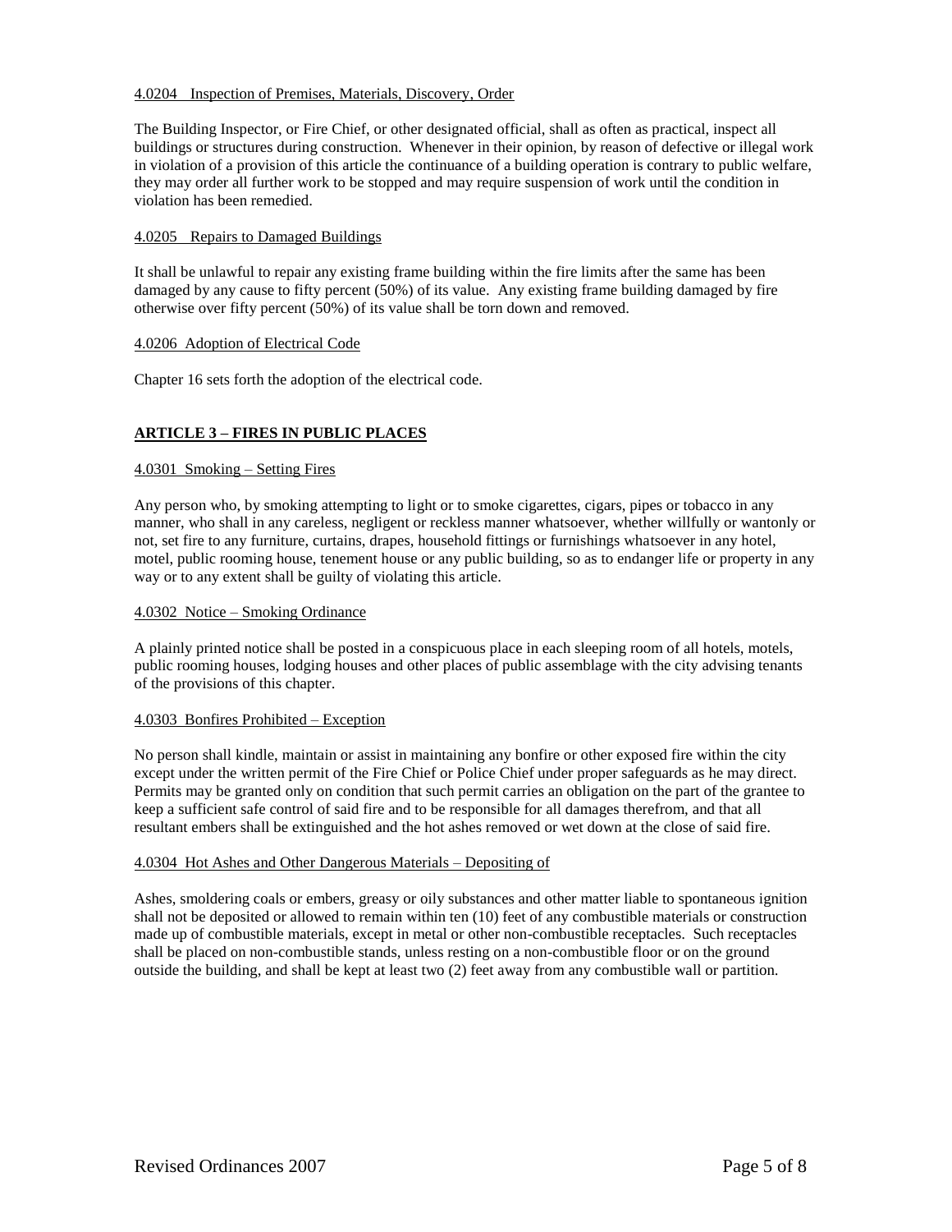4.0204 Inspection of Premises, Materials, Discovery, Order

The Building Inspector, or Fire Chief, or other designated official, shall as often as practical, inspect all buildings or structures during construction. Whenever in their opinion, by reason of defective or illegal work in violation of a provision of this article the continuance of a building operation is contrary to public welfare, they may order all further work to be stopped and may require suspension of work until the condition in violation has been remedied.

4.0205 Repairs to Damaged Buildings

It shall be unlawful to repair any existing frame building within the fire limits after the same has been damaged by any cause to fifty percent (50%) of its value. Any existing frame building damaged by fire otherwise over fifty percent (50%) of its value shall be torn down and removed.

4.0206 Adoption of Electrical Code

Chapter 16 sets forth the adoption of the electrical code.

## ARTICLE 3 – FIRES IN PUBLIC PLACES

4.0301 Smoking – Setting Fires

Any person who, by smoking attempting to light or to smoke cigarettes, cigars, pipes or tobacco in any manner, who shall in any careless, negligent or reckless manner whatsoever, whether willfully or wantonly or not, set fire to any furniture, curtains, drapes, household fittings or furnishings whatsoever in any hotel, motel, public rooming house, tenement house or any public building, so as to endanger life or property in any way or to any extent shall be guilty of violating this article.

4.0302 Notice – Smoking Ordinance

A plainly printed notice shall be posted in a conspicuous place in each sleeping room of all hotels, motels, public rooming houses, lodging houses and other places of public assemblage with the city advising tenants of the provisions of this chapter.

4.0303 Bonfires Prohibited – Exception

No person shall kindle, maintain or assist in maintaining any bonfire or other exposed fire within the city except under the written permit of the Fire Chief or Police Chief under proper safeguards as he may direct. Permits may be granted only on condition that such permit carries an obligation on the part of the grantee to keep a sufficient safe control of said fire and to be responsible for all damages therefrom, and that all resultant embers shall be extinguished and the hot ashes removed or wet down at the close of said fire.

4.0304 Hot Ashes and Other Dangerous Materials – Depositing of

Ashes, smoldering coals or embers, greasy or oily substances and other matter liable to spontaneous ignition shall not be deposited or allowed to remain within ten (10) feet of any combustible materials or construction made up of combustible materials, except in metal or other non-combustible receptacles. Such receptacles shall be placed on non-combustible stands, unless resting on a non-combustible floor or on the ground outside the building, and shall be kept at least two (2) feet away from any combustible wall or partition.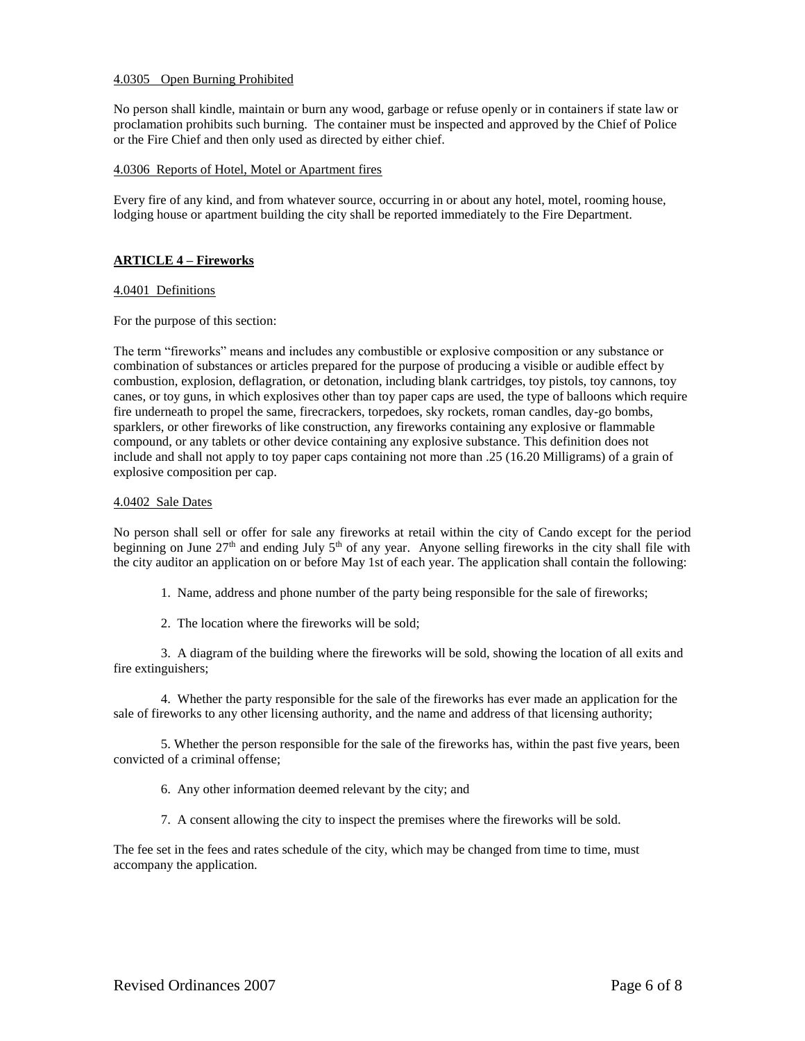4.0305 Open Burning Prohibited

No person shall kindle, maintain or burn any wood, garbage or refuse openly or in containers if state law or proclamation prohibits such burning. The container must be inspected and approved by the Chief of Police or the Fire Chief and then only used as directed by either chief.

4.0306 Reports of Hotel, Motel or Apartment fires

Every fire of any kind, and from whatever source, occurring in or about any hotel, motel, rooming house, lodging house or apartment building the city shall be reported immediately to the Fire Department.

## ARTICLE 4 – Fireworks

4.0401 Definitions

For the purpose of this section:

The term "fireworks" means and includes any combustible or explosive composition or any substance or combination of substances or articles prepared for the purpose of producing a visible or audible effect by combustion, explosion, deflagration, or detonation, including blank cartridges, toy pistols, toy cannons, toy canes, or toy guns, in which explosives other than toy paper caps are used, the type of balloons which require fire underneath to propel the same, firecrackers, torpedoes, sky rockets, roman candles, day-go bombs, sparklers, or other fireworks of like construction, any fireworks containing any explosive or flammable compound, or any tablets or other device containing any explosive substance. This definition does not include and shall not apply to toy paper caps containing not more than .25 (16.20 Milligrams) of a grain of explosive composition per cap.

4.0402 Sale Dates

No person shall sell or offer for sale any fireworks at retail within the city of Cando except for the period beginning on June 27th and ending July 5th of any year. Anyone selling fireworks in the city shall file with the city auditor an application on or before May 1st of each year. The application shall contain the following:

1. Name, address and phone number of the party being responsible for the sale of fireworks;
2. The location where the fireworks will be sold;
3. A diagram of the building where the fireworks will be sold, showing the location of all exits and fire extinguishers;
4. Whether the party responsible for the sale of the fireworks has ever made an application for the sale of fireworks to any other licensing authority, and the name and address of that licensing authority;
5. Whether the person responsible for the sale of the fireworks has, within the past five years, been convicted of a criminal offense;
6. Any other information deemed relevant by the city; and
7. A consent allowing the city to inspect the premises where the fireworks will be sold.

The fee set in the fees and rates schedule of the city, which may be changed from time to time, must accompany the application.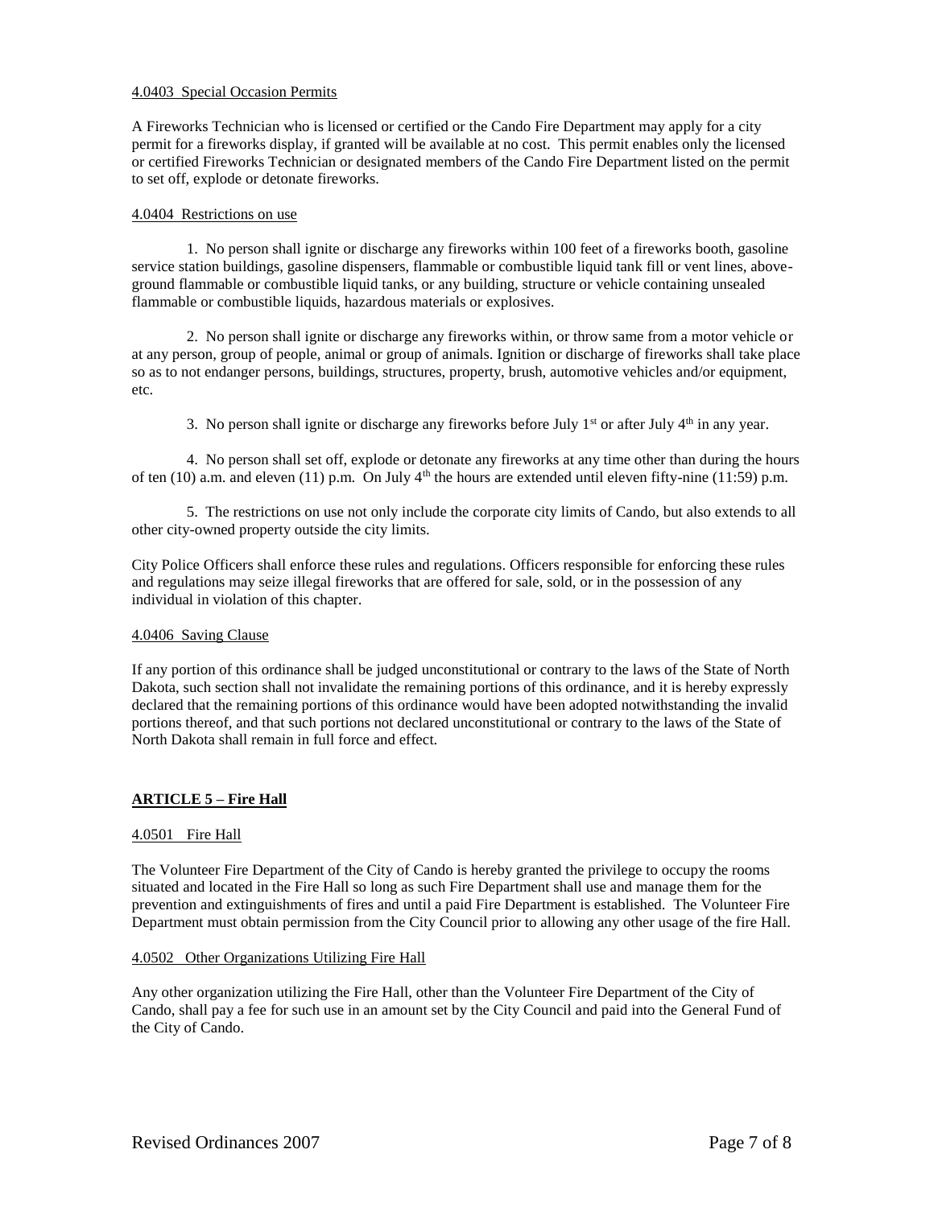4.0403 Special Occasion Permits

A Fireworks Technician who is licensed or certified or the Cando Fire Department may apply for a city permit for a fireworks display, if granted will be available at no cost. This permit enables only the licensed or certified Fireworks Technician or designated members of the Cando Fire Department listed on the permit to set off, explode or detonate fireworks.

4.0404 Restrictions on use

1. No person shall ignite or discharge any fireworks within 100 feet of a fireworks booth, gasoline service station buildings, gasoline dispensers, flammable or combustible liquid tank fill or vent lines, above-ground flammable or combustible liquid tanks, or any building, structure or vehicle containing unsealed flammable or combustible liquids, hazardous materials or explosives.

2. No person shall ignite or discharge any fireworks within, or throw same from a motor vehicle or at any person, group of people, animal or group of animals. Ignition or discharge of fireworks shall take place so as to not endanger persons, buildings, structures, property, brush, automotive vehicles and/or equipment, etc.

3. No person shall ignite or discharge any fireworks before July 1st or after July 4th in any year.

4. No person shall set off, explode or detonate any fireworks at any time other than during the hours of ten (10) a.m. and eleven (11) p.m. On July 4th the hours are extended until eleven fifty-nine (11:59) p.m.

5. The restrictions on use not only include the corporate city limits of Cando, but also extends to all other city-owned property outside the city limits.

City Police Officers shall enforce these rules and regulations. Officers responsible for enforcing these rules and regulations may seize illegal fireworks that are offered for sale, sold, or in the possession of any individual in violation of this chapter.

4.0406 Saving Clause

If any portion of this ordinance shall be judged unconstitutional or contrary to the laws of the State of North Dakota, such section shall not invalidate the remaining portions of this ordinance, and it is hereby expressly declared that the remaining portions of this ordinance would have been adopted notwithstanding the invalid portions thereof, and that such portions not declared unconstitutional or contrary to the laws of the State of North Dakota shall remain in full force and effect.

## ARTICLE 5 – Fire Hall

4.0501 Fire Hall

The Volunteer Fire Department of the City of Cando is hereby granted the privilege to occupy the rooms situated and located in the Fire Hall so long as such Fire Department shall use and manage them for the prevention and extinguishments of fires and until a paid Fire Department is established. The Volunteer Fire Department must obtain permission from the City Council prior to allowing any other usage of the fire Hall.

4.0502 Other Organizations Utilizing Fire Hall

Any other organization utilizing the Fire Hall, other than the Volunteer Fire Department of the City of Cando, shall pay a fee for such use in an amount set by the City Council and paid into the General Fund of the City of Cando.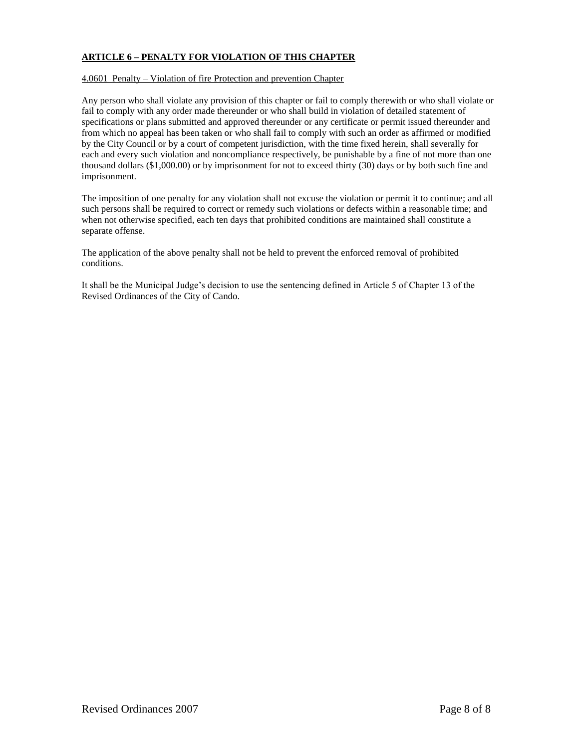## ARTICLE 6 – PENALTY FOR VIOLATION OF THIS CHAPTER

4.0601 Penalty – Violation of fire Protection and prevention Chapter

Any person who shall violate any provision of this chapter or fail to comply therewith or who shall violate or fail to comply with any order made thereunder or who shall build in violation of detailed statement of specifications or plans submitted and approved thereunder or any certificate or permit issued thereunder and from which no appeal has been taken or who shall fail to comply with such an order as affirmed or modified by the City Council or by a court of competent jurisdiction, with the time fixed herein, shall severally for each and every such violation and noncompliance respectively, be punishable by a fine of not more than one thousand dollars ($1,000.00) or by imprisonment for not to exceed thirty (30) days or by both such fine and imprisonment.

The imposition of one penalty for any violation shall not excuse the violation or permit it to continue; and all such persons shall be required to correct or remedy such violations or defects within a reasonable time; and when not otherwise specified, each ten days that prohibited conditions are maintained shall constitute a separate offense.

The application of the above penalty shall not be held to prevent the enforced removal of prohibited conditions.

It shall be the Municipal Judge's decision to use the sentencing defined in Article 5 of Chapter 13 of the Revised Ordinances of the City of Cando.